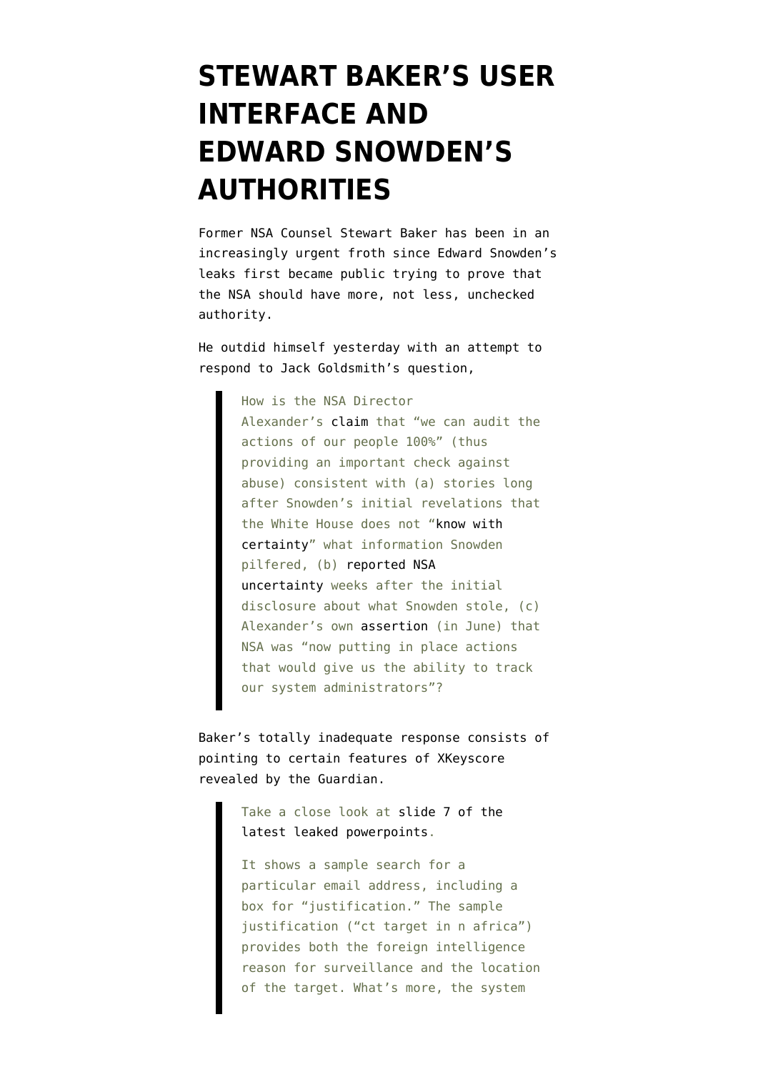# STEWART BAKER'S USER INTERFACE AND EDWARD SNOWDEN'S AUTHORITIES

Former NSA Counsel Stewart Baker has been in an increasingly urgent froth since Edward Snowden's leaks first became public trying to prove that the NSA should have more, not less, unchecked authority.

He outdid himself yesterday with an attempt to respond to Jack Goldsmith's question,

> How is the NSA Director Alexander's claim that "we can audit the actions of our people 100%" (thus providing an important check against abuse) consistent with (a) stories long after Snowden's initial revelations that the White House does not "know with certainty" what information Snowden pilfered, (b) reported NSA uncertainty weeks after the initial disclosure about what Snowden stole, (c) Alexander's own assertion (in June) that NSA was "now putting in place actions that would give us the ability to track our system administrators"?

Baker's totally inadequate response consists of pointing to certain features of XKeyscore revealed by the Guardian.

> Take a close look at slide 7 of the latest leaked powerpoints.
>
> It shows a sample search for a particular email address, including a box for "justification." The sample justification ("ct target in n africa") provides both the foreign intelligence reason for surveillance and the location of the target. What's more, the system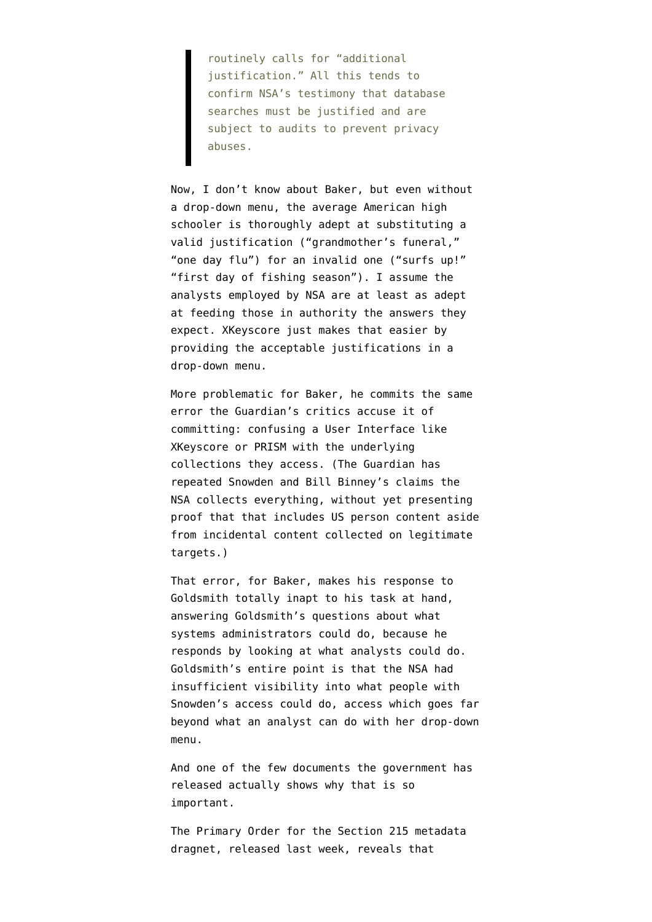> routinely calls for "additional justification." All this tends to confirm NSA's testimony that database searches must be justified and are subject to audits to prevent privacy abuses.

Now, I don't know about Baker, but even without a drop-down menu, the average American high schooler is thoroughly adept at substituting a valid justification ("grandmother's funeral," "one day flu") for an invalid one ("surfs up!" "first day of fishing season"). I assume the analysts employed by NSA are at least as adept at feeding those in authority the answers they expect. XKeyscore just makes that easier by providing the acceptable justifications in a drop-down menu.

More problematic for Baker, he commits the same error the Guardian's critics accuse it of committing: confusing a User Interface like XKeyscore or PRISM with the underlying collections they access. (The Guardian has repeated Snowden and Bill Binney's claims the NSA collects everything, without yet presenting proof that that includes US person content aside from incidental content collected on legitimate targets.)

That error, for Baker, makes his response to Goldsmith totally inapt to his task at hand, answering Goldsmith's questions about what systems administrators could do, because he responds by looking at what analysts could do. Goldsmith's entire point is that the NSA had insufficient visibility into what people with Snowden's access could do, access which goes far beyond what an analyst can do with her drop-down menu.

And one of the few documents the government has released actually shows why that is so important.

The Primary Order for the Section 215 metadata dragnet, released last week, reveals that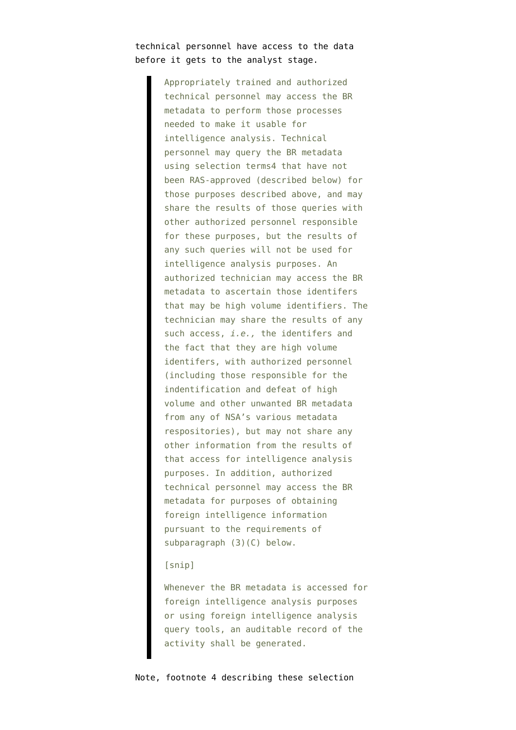technical personnel have access to the data before it gets to the analyst stage.

> Appropriately trained and authorized technical personnel may access the BR metadata to perform those processes needed to make it usable for intelligence analysis. Technical personnel may query the BR metadata using selection terms4 that have not been RAS-approved (described below) for those purposes described above, and may share the results of those queries with other authorized personnel responsible for these purposes, but the results of any such queries will not be used for intelligence analysis purposes. An authorized technician may access the BR metadata to ascertain those identifers that may be high volume identifiers. The technician may share the results of any such access, *i.e.,* the identifers and the fact that they are high volume identifers, with authorized personnel (including those responsible for the indentification and defeat of high volume and other unwanted BR metadata from any of NSA's various metadata respositories), but may not share any other information from the results of that access for intelligence analysis purposes. In addition, authorized technical personnel may access the BR metadata for purposes of obtaining foreign intelligence information pursuant to the requirements of subparagraph (3)(C) below.
>
> [snip]
>
> Whenever the BR metadata is accessed for foreign intelligence analysis purposes or using foreign intelligence analysis query tools, an auditable record of the activity shall be generated.

Note, footnote 4 describing these selection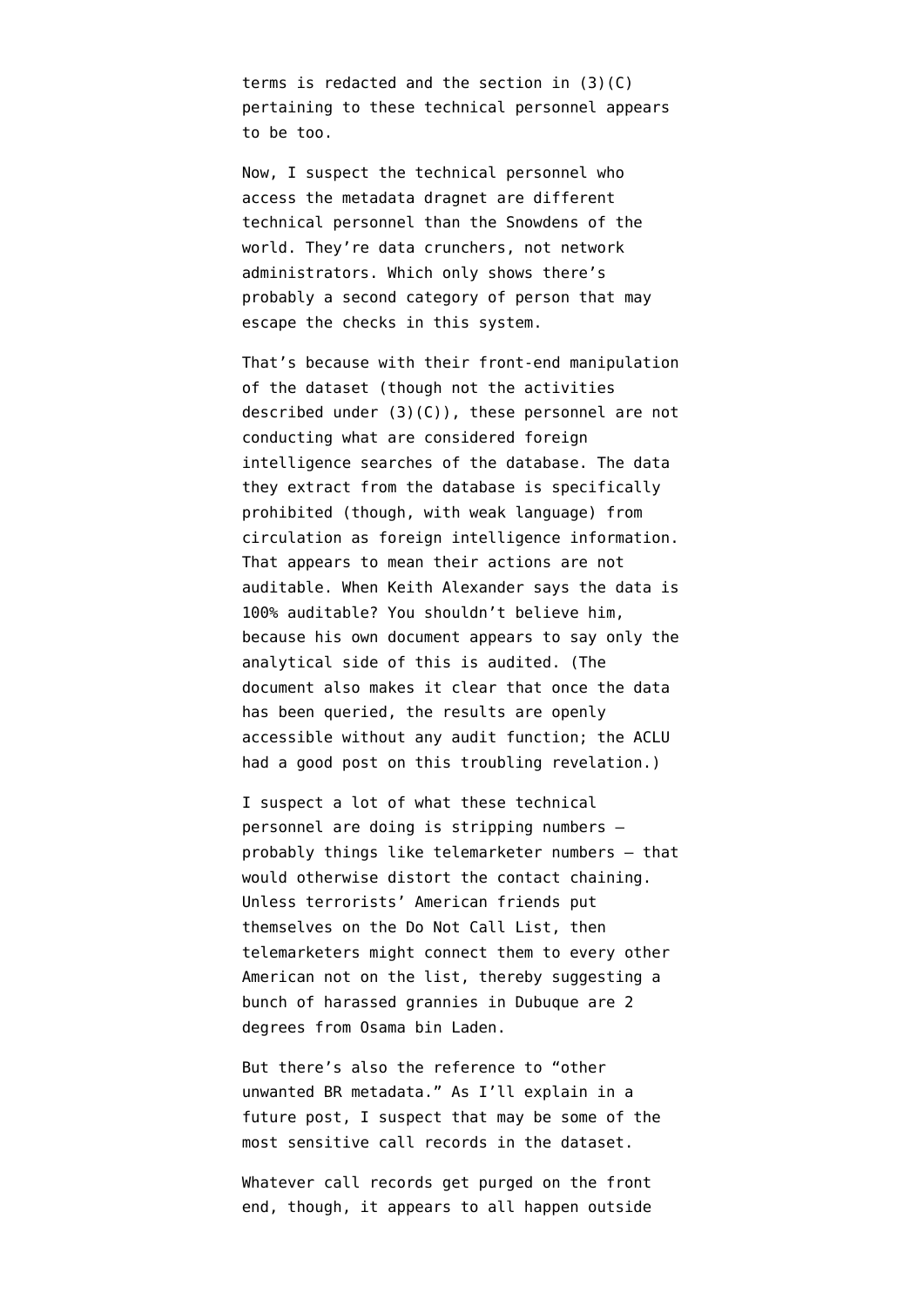terms is redacted and the section in (3)(C) pertaining to these technical personnel appears to be too.

Now, I suspect the technical personnel who access the metadata dragnet are different technical personnel than the Snowdens of the world. They're data crunchers, not network administrators. Which only shows there's probably a second category of person that may escape the checks in this system.

That's because with their front-end manipulation of the dataset (though not the activities described under (3)(C)), these personnel are not conducting what are considered foreign intelligence searches of the database. The data they extract from the database is specifically prohibited (though, with weak language) from circulation as foreign intelligence information. That appears to mean their actions are not auditable. When Keith Alexander says the data is 100% auditable? You shouldn't believe him, because his own document appears to say only the analytical side of this is audited. (The document also makes it clear that once the data has been queried, the results are openly accessible without any audit function; the ACLU had a good post on this troubling revelation.)

I suspect a lot of what these technical personnel are doing is stripping numbers — probably things like telemarketer numbers — that would otherwise distort the contact chaining. Unless terrorists' American friends put themselves on the Do Not Call List, then telemarketers might connect them to every other American not on the list, thereby suggesting a bunch of harassed grannies in Dubuque are 2 degrees from Osama bin Laden.

But there's also the reference to "other unwanted BR metadata." As I'll explain in a future post, I suspect that may be some of the most sensitive call records in the dataset.

Whatever call records get purged on the front end, though, it appears to all happen outside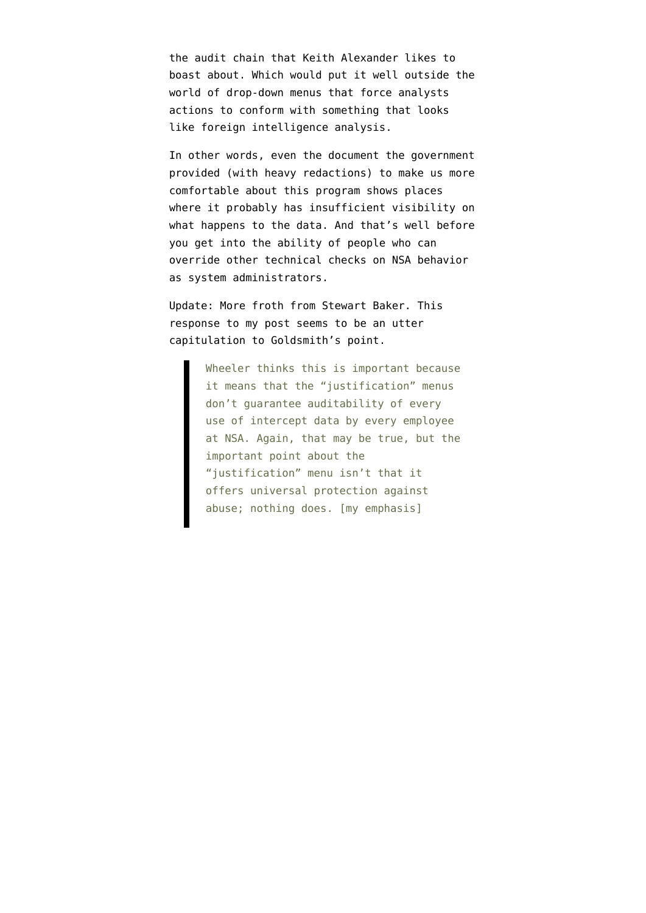the audit chain that Keith Alexander likes to boast about. Which would put it well outside the world of drop-down menus that force analysts actions to conform with something that looks like foreign intelligence analysis.

In other words, even the document the government provided (with heavy redactions) to make us more comfortable about this program shows places where it probably has insufficient visibility on what happens to the data. And that's well before you get into the ability of people who can override other technical checks on NSA behavior as system administrators.

Update: More froth from Stewart Baker. This response to my post seems to be an utter capitulation to Goldsmith's point.

> Wheeler thinks this is important because it means that the "justification" menus don't guarantee auditability of every use of intercept data by every employee at NSA. Again, that may be true, but the important point about the "justification" menu isn't that it offers universal protection against abuse; nothing does. [my emphasis]